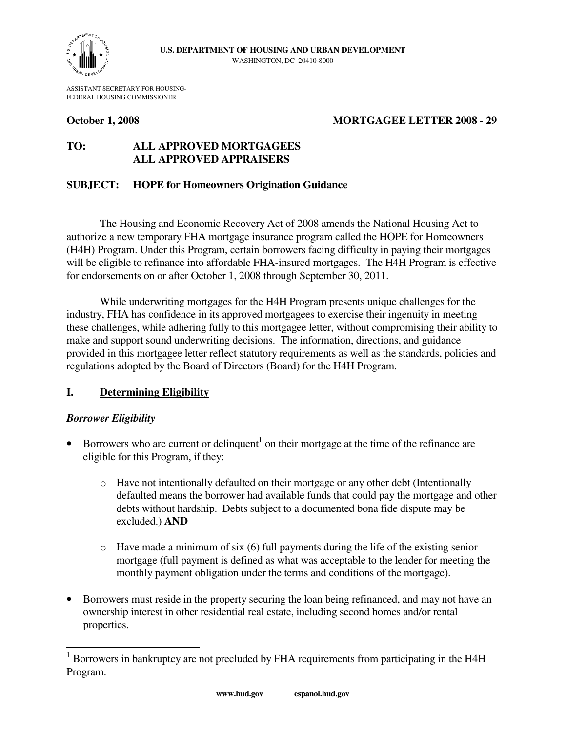**U.S. DEPARTMENT OF HOUSING AND URBAN DEVELOPMENT**
WASHINGTON, DC 20410-8000

ASSISTANT SECRETARY FOR HOUSING-
FEDERAL HOUSING COMMISSIONER

**October 1, 2008** **MORTGAGEE LETTER 2008 - 29**

**TO: ALL APPROVED MORTGAGEES**
**ALL APPROVED APPRAISERS**

**SUBJECT: HOPE for Homeowners Origination Guidance**

The Housing and Economic Recovery Act of 2008 amends the National Housing Act to authorize a new temporary FHA mortgage insurance program called the HOPE for Homeowners (H4H) Program. Under this Program, certain borrowers facing difficulty in paying their mortgages will be eligible to refinance into affordable FHA-insured mortgages. The H4H Program is effective for endorsements on or after October 1, 2008 through September 30, 2011.

While underwriting mortgages for the H4H Program presents unique challenges for the industry, FHA has confidence in its approved mortgagees to exercise their ingenuity in meeting these challenges, while adhering fully to this mortgagee letter, without compromising their ability to make and support sound underwriting decisions. The information, directions, and guidance provided in this mortgagee letter reflect statutory requirements as well as the standards, policies and regulations adopted by the Board of Directors (Board) for the H4H Program.

## I. Determining Eligibility

### *Borrower Eligibility*

- Borrowers who are current or delinquent[1] on their mortgage at the time of the refinance are eligible for this Program, if they:
  - Have not intentionally defaulted on their mortgage or any other debt (Intentionally defaulted means the borrower had available funds that could pay the mortgage and other debts without hardship. Debts subject to a documented bona fide dispute may be excluded.) **AND**
  - Have made a minimum of six (6) full payments during the life of the existing senior mortgage (full payment is defined as what was acceptable to the lender for meeting the monthly payment obligation under the terms and conditions of the mortgage).
- Borrowers must reside in the property securing the loan being refinanced, and may not have an ownership interest in other residential real estate, including second homes and/or rental properties.

---

[1] Borrowers in bankruptcy are not precluded by FHA requirements from participating in the H4H Program.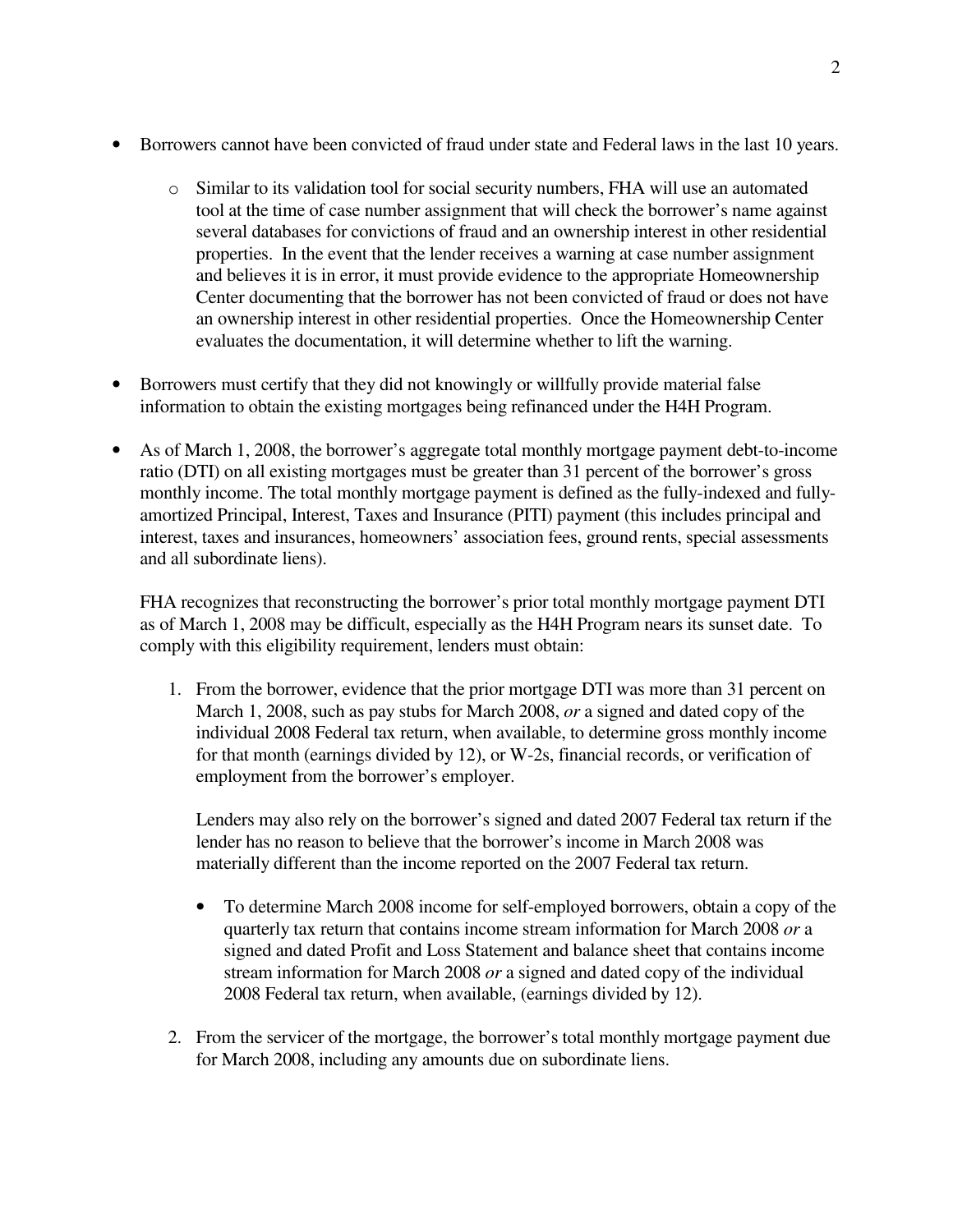- Borrowers cannot have been convicted of fraud under state and Federal laws in the last 10 years.

    - Similar to its validation tool for social security numbers, FHA will use an automated tool at the time of case number assignment that will check the borrower's name against several databases for convictions of fraud and an ownership interest in other residential properties. In the event that the lender receives a warning at case number assignment and believes it is in error, it must provide evidence to the appropriate Homeownership Center documenting that the borrower has not been convicted of fraud or does not have an ownership interest in other residential properties. Once the Homeownership Center evaluates the documentation, it will determine whether to lift the warning.

- Borrowers must certify that they did not knowingly or willfully provide material false information to obtain the existing mortgages being refinanced under the H4H Program.

- As of March 1, 2008, the borrower's aggregate total monthly mortgage payment debt-to-income ratio (DTI) on all existing mortgages must be greater than 31 percent of the borrower's gross monthly income. The total monthly mortgage payment is defined as the fully-indexed and fully-amortized Principal, Interest, Taxes and Insurance (PITI) payment (this includes principal and interest, taxes and insurances, homeowners' association fees, ground rents, special assessments and all subordinate liens).

    FHA recognizes that reconstructing the borrower's prior total monthly mortgage payment DTI as of March 1, 2008 may be difficult, especially as the H4H Program nears its sunset date. To comply with this eligibility requirement, lenders must obtain:

    1. From the borrower, evidence that the prior mortgage DTI was more than 31 percent on March 1, 2008, such as pay stubs for March 2008, *or* a signed and dated copy of the individual 2008 Federal tax return, when available, to determine gross monthly income for that month (earnings divided by 12), or W-2s, financial records, or verification of employment from the borrower's employer.

        Lenders may also rely on the borrower's signed and dated 2007 Federal tax return if the lender has no reason to believe that the borrower's income in March 2008 was materially different than the income reported on the 2007 Federal tax return.

        - To determine March 2008 income for self-employed borrowers, obtain a copy of the quarterly tax return that contains income stream information for March 2008 *or* a signed and dated Profit and Loss Statement and balance sheet that contains income stream information for March 2008 *or* a signed and dated copy of the individual 2008 Federal tax return, when available, (earnings divided by 12).

    2. From the servicer of the mortgage, the borrower's total monthly mortgage payment due for March 2008, including any amounts due on subordinate liens.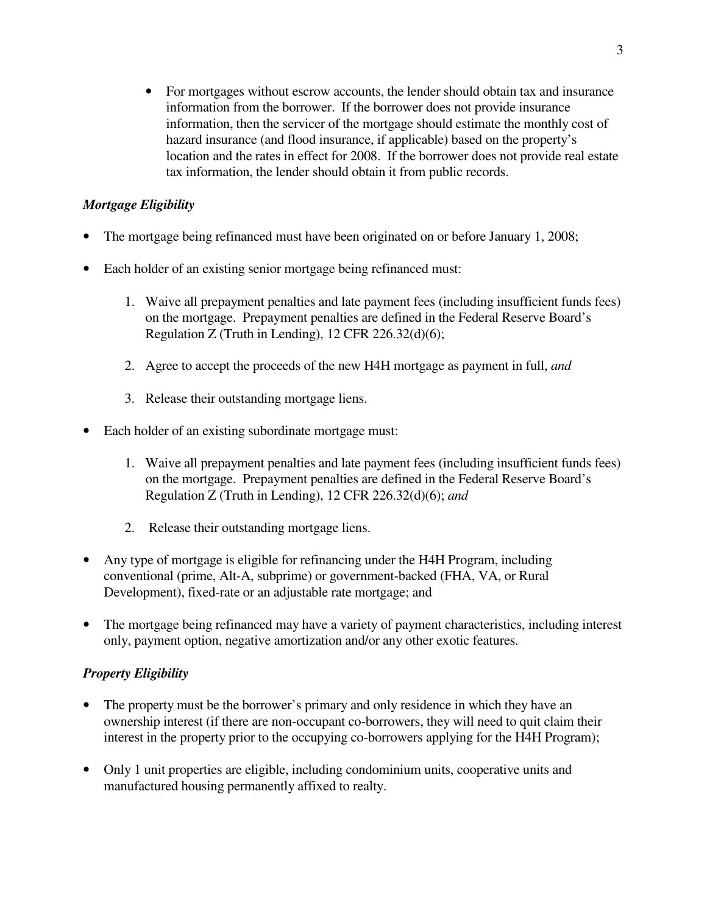- For mortgages without escrow accounts, the lender should obtain tax and insurance information from the borrower. If the borrower does not provide insurance information, then the servicer of the mortgage should estimate the monthly cost of hazard insurance (and flood insurance, if applicable) based on the property's location and the rates in effect for 2008. If the borrower does not provide real estate tax information, the lender should obtain it from public records.

### *Mortgage Eligibility*

- The mortgage being refinanced must have been originated on or before January 1, 2008;
- Each holder of an existing senior mortgage being refinanced must:
  1. Waive all prepayment penalties and late payment fees (including insufficient funds fees) on the mortgage. Prepayment penalties are defined in the Federal Reserve Board's Regulation Z (Truth in Lending), 12 CFR 226.32(d)(6);
  2. Agree to accept the proceeds of the new H4H mortgage as payment in full, *and*
  3. Release their outstanding mortgage liens.
- Each holder of an existing subordinate mortgage must:
  1. Waive all prepayment penalties and late payment fees (including insufficient funds fees) on the mortgage. Prepayment penalties are defined in the Federal Reserve Board's Regulation Z (Truth in Lending), 12 CFR 226.32(d)(6); *and*
  2. Release their outstanding mortgage liens.
- Any type of mortgage is eligible for refinancing under the H4H Program, including conventional (prime, Alt-A, subprime) or government-backed (FHA, VA, or Rural Development), fixed-rate or an adjustable rate mortgage; and
- The mortgage being refinanced may have a variety of payment characteristics, including interest only, payment option, negative amortization and/or any other exotic features.

### *Property Eligibility*

- The property must be the borrower's primary and only residence in which they have an ownership interest (if there are non-occupant co-borrowers, they will need to quit claim their interest in the property prior to the occupying co-borrowers applying for the H4H Program);
- Only 1 unit properties are eligible, including condominium units, cooperative units and manufactured housing permanently affixed to realty.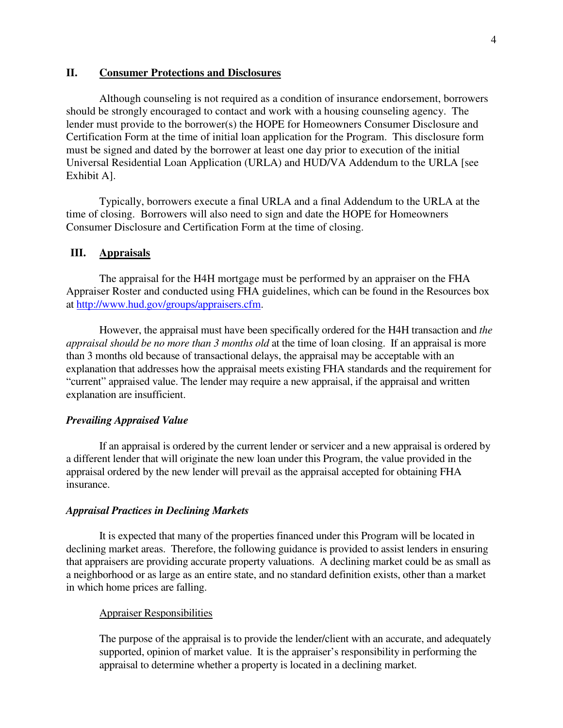## II. Consumer Protections and Disclosures

Although counseling is not required as a condition of insurance endorsement, borrowers should be strongly encouraged to contact and work with a housing counseling agency. The lender must provide to the borrower(s) the HOPE for Homeowners Consumer Disclosure and Certification Form at the time of initial loan application for the Program. This disclosure form must be signed and dated by the borrower at least one day prior to execution of the initial Universal Residential Loan Application (URLA) and HUD/VA Addendum to the URLA [see Exhibit A].

Typically, borrowers execute a final URLA and a final Addendum to the URLA at the time of closing. Borrowers will also need to sign and date the HOPE for Homeowners Consumer Disclosure and Certification Form at the time of closing.

## III. Appraisals

The appraisal for the H4H mortgage must be performed by an appraiser on the FHA Appraiser Roster and conducted using FHA guidelines, which can be found in the Resources box at http://www.hud.gov/groups/appraisers.cfm.

However, the appraisal must have been specifically ordered for the H4H transaction and *the appraisal should be no more than 3 months old* at the time of loan closing. If an appraisal is more than 3 months old because of transactional delays, the appraisal may be acceptable with an explanation that addresses how the appraisal meets existing FHA standards and the requirement for "current" appraised value. The lender may require a new appraisal, if the appraisal and written explanation are insufficient.

### *Prevailing Appraised Value*

If an appraisal is ordered by the current lender or servicer and a new appraisal is ordered by a different lender that will originate the new loan under this Program, the value provided in the appraisal ordered by the new lender will prevail as the appraisal accepted for obtaining FHA insurance.

### *Appraisal Practices in Declining Markets*

It is expected that many of the properties financed under this Program will be located in declining market areas. Therefore, the following guidance is provided to assist lenders in ensuring that appraisers are providing accurate property valuations. A declining market could be as small as a neighborhood or as large as an entire state, and no standard definition exists, other than a market in which home prices are falling.

#### Appraiser Responsibilities

The purpose of the appraisal is to provide the lender/client with an accurate, and adequately supported, opinion of market value. It is the appraiser's responsibility in performing the appraisal to determine whether a property is located in a declining market.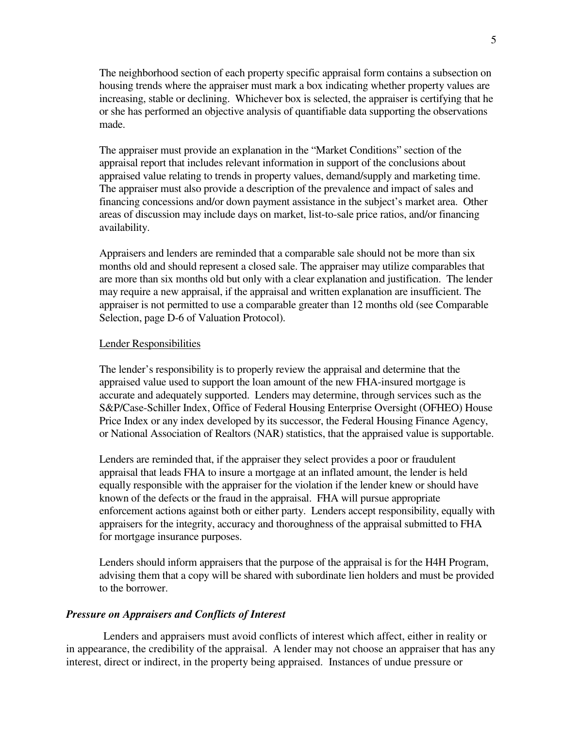The neighborhood section of each property specific appraisal form contains a subsection on housing trends where the appraiser must mark a box indicating whether property values are increasing, stable or declining. Whichever box is selected, the appraiser is certifying that he or she has performed an objective analysis of quantifiable data supporting the observations made.

The appraiser must provide an explanation in the "Market Conditions" section of the appraisal report that includes relevant information in support of the conclusions about appraised value relating to trends in property values, demand/supply and marketing time. The appraiser must also provide a description of the prevalence and impact of sales and financing concessions and/or down payment assistance in the subject's market area. Other areas of discussion may include days on market, list-to-sale price ratios, and/or financing availability.

Appraisers and lenders are reminded that a comparable sale should not be more than six months old and should represent a closed sale. The appraiser may utilize comparables that are more than six months old but only with a clear explanation and justification. The lender may require a new appraisal, if the appraisal and written explanation are insufficient. The appraiser is not permitted to use a comparable greater than 12 months old (see Comparable Selection, page D-6 of Valuation Protocol).

Lender Responsibilities

The lender's responsibility is to properly review the appraisal and determine that the appraised value used to support the loan amount of the new FHA-insured mortgage is accurate and adequately supported. Lenders may determine, through services such as the S&P/Case-Schiller Index, Office of Federal Housing Enterprise Oversight (OFHEO) House Price Index or any index developed by its successor, the Federal Housing Finance Agency, or National Association of Realtors (NAR) statistics, that the appraised value is supportable.

Lenders are reminded that, if the appraiser they select provides a poor or fraudulent appraisal that leads FHA to insure a mortgage at an inflated amount, the lender is held equally responsible with the appraiser for the violation if the lender knew or should have known of the defects or the fraud in the appraisal. FHA will pursue appropriate enforcement actions against both or either party. Lenders accept responsibility, equally with appraisers for the integrity, accuracy and thoroughness of the appraisal submitted to FHA for mortgage insurance purposes.

Lenders should inform appraisers that the purpose of the appraisal is for the H4H Program, advising them that a copy will be shared with subordinate lien holders and must be provided to the borrower.

***Pressure on Appraisers and Conflicts of Interest***

Lenders and appraisers must avoid conflicts of interest which affect, either in reality or in appearance, the credibility of the appraisal. A lender may not choose an appraiser that has any interest, direct or indirect, in the property being appraised. Instances of undue pressure or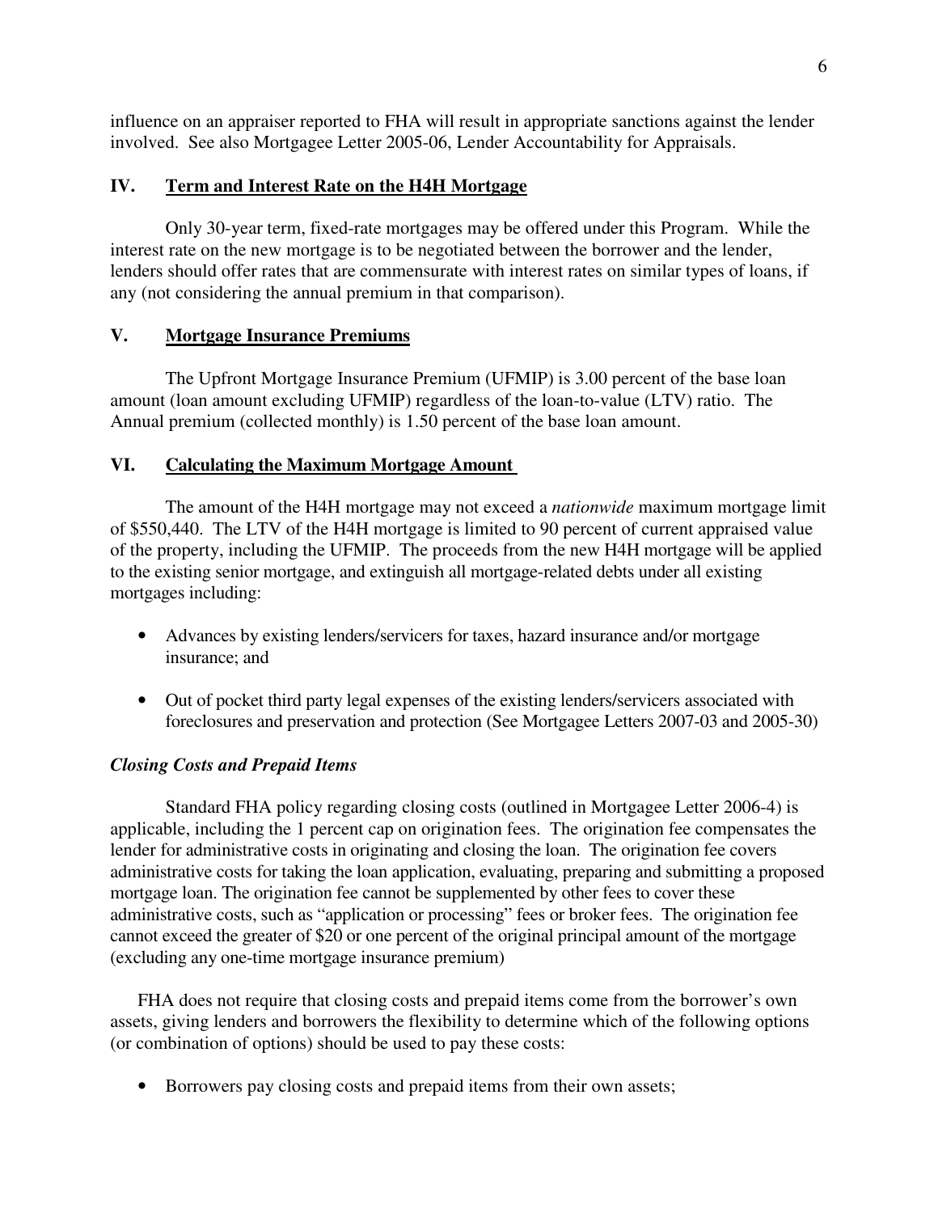influence on an appraiser reported to FHA will result in appropriate sanctions against the lender involved. See also Mortgagee Letter 2005-06, Lender Accountability for Appraisals.

## IV. Term and Interest Rate on the H4H Mortgage

Only 30-year term, fixed-rate mortgages may be offered under this Program. While the interest rate on the new mortgage is to be negotiated between the borrower and the lender, lenders should offer rates that are commensurate with interest rates on similar types of loans, if any (not considering the annual premium in that comparison).

## V. Mortgage Insurance Premiums

The Upfront Mortgage Insurance Premium (UFMIP) is 3.00 percent of the base loan amount (loan amount excluding UFMIP) regardless of the loan-to-value (LTV) ratio. The Annual premium (collected monthly) is 1.50 percent of the base loan amount.

## VI. Calculating the Maximum Mortgage Amount

The amount of the H4H mortgage may not exceed a *nationwide* maximum mortgage limit of $550,440. The LTV of the H4H mortgage is limited to 90 percent of current appraised value of the property, including the UFMIP. The proceeds from the new H4H mortgage will be applied to the existing senior mortgage, and extinguish all mortgage-related debts under all existing mortgages including:

- Advances by existing lenders/servicers for taxes, hazard insurance and/or mortgage insurance; and
- Out of pocket third party legal expenses of the existing lenders/servicers associated with foreclosures and preservation and protection (See Mortgagee Letters 2007-03 and 2005-30)

### *Closing Costs and Prepaid Items*

Standard FHA policy regarding closing costs (outlined in Mortgagee Letter 2006-4) is applicable, including the 1 percent cap on origination fees. The origination fee compensates the lender for administrative costs in originating and closing the loan. The origination fee covers administrative costs for taking the loan application, evaluating, preparing and submitting a proposed mortgage loan. The origination fee cannot be supplemented by other fees to cover these administrative costs, such as "application or processing" fees or broker fees. The origination fee cannot exceed the greater of $20 or one percent of the original principal amount of the mortgage (excluding any one-time mortgage insurance premium)

FHA does not require that closing costs and prepaid items come from the borrower's own assets, giving lenders and borrowers the flexibility to determine which of the following options (or combination of options) should be used to pay these costs:

- Borrowers pay closing costs and prepaid items from their own assets;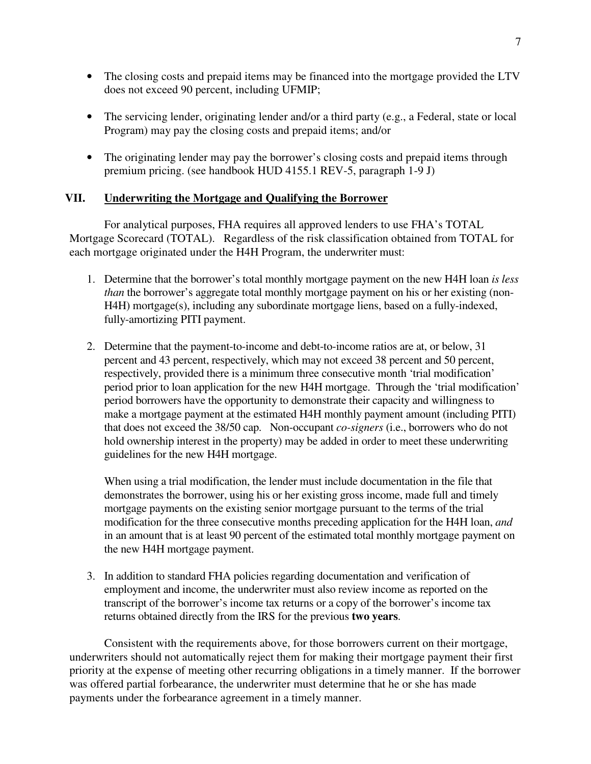- The closing costs and prepaid items may be financed into the mortgage provided the LTV does not exceed 90 percent, including UFMIP;
- The servicing lender, originating lender and/or a third party (e.g., a Federal, state or local Program) may pay the closing costs and prepaid items; and/or
- The originating lender may pay the borrower's closing costs and prepaid items through premium pricing. (see handbook HUD 4155.1 REV-5, paragraph 1-9 J)

## VII. Underwriting the Mortgage and Qualifying the Borrower

For analytical purposes, FHA requires all approved lenders to use FHA's TOTAL Mortgage Scorecard (TOTAL). Regardless of the risk classification obtained from TOTAL for each mortgage originated under the H4H Program, the underwriter must:

1. Determine that the borrower's total monthly mortgage payment on the new H4H loan *is less than* the borrower's aggregate total monthly mortgage payment on his or her existing (non-H4H) mortgage(s), including any subordinate mortgage liens, based on a fully-indexed, fully-amortizing PITI payment.

2. Determine that the payment-to-income and debt-to-income ratios are at, or below, 31 percent and 43 percent, respectively, which may not exceed 38 percent and 50 percent, respectively, provided there is a minimum three consecutive month 'trial modification' period prior to loan application for the new H4H mortgage. Through the 'trial modification' period borrowers have the opportunity to demonstrate their capacity and willingness to make a mortgage payment at the estimated H4H monthly payment amount (including PITI) that does not exceed the 38/50 cap. Non-occupant *co-signers* (i.e., borrowers who do not hold ownership interest in the property) may be added in order to meet these underwriting guidelines for the new H4H mortgage.

   When using a trial modification, the lender must include documentation in the file that demonstrates the borrower, using his or her existing gross income, made full and timely mortgage payments on the existing senior mortgage pursuant to the terms of the trial modification for the three consecutive months preceding application for the H4H loan, *and* in an amount that is at least 90 percent of the estimated total monthly mortgage payment on the new H4H mortgage payment.

3. In addition to standard FHA policies regarding documentation and verification of employment and income, the underwriter must also review income as reported on the transcript of the borrower's income tax returns or a copy of the borrower's income tax returns obtained directly from the IRS for the previous **two years**.

Consistent with the requirements above, for those borrowers current on their mortgage, underwriters should not automatically reject them for making their mortgage payment their first priority at the expense of meeting other recurring obligations in a timely manner. If the borrower was offered partial forbearance, the underwriter must determine that he or she has made payments under the forbearance agreement in a timely manner.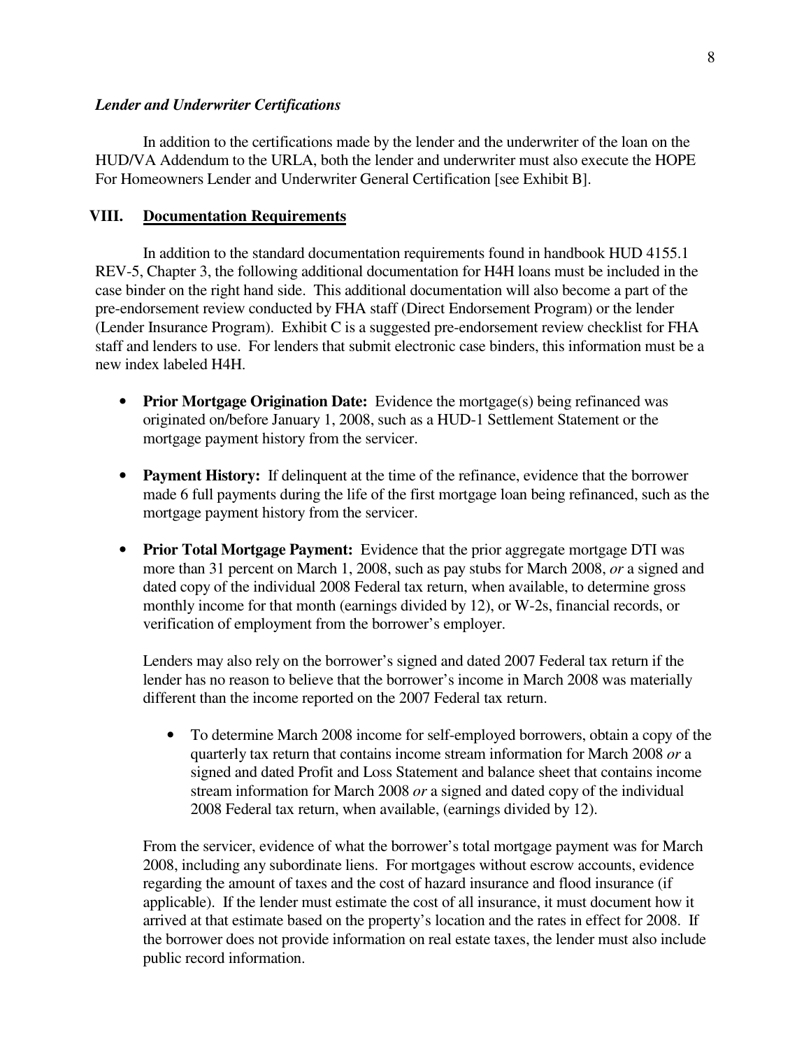***Lender and Underwriter Certifications***

In addition to the certifications made by the lender and the underwriter of the loan on the HUD/VA Addendum to the URLA, both the lender and underwriter must also execute the HOPE For Homeowners Lender and Underwriter General Certification [see Exhibit B].

## VIII. Documentation Requirements

In addition to the standard documentation requirements found in handbook HUD 4155.1 REV-5, Chapter 3, the following additional documentation for H4H loans must be included in the case binder on the right hand side. This additional documentation will also become a part of the pre-endorsement review conducted by FHA staff (Direct Endorsement Program) or the lender (Lender Insurance Program). Exhibit C is a suggested pre-endorsement review checklist for FHA staff and lenders to use. For lenders that submit electronic case binders, this information must be a new index labeled H4H.

- **Prior Mortgage Origination Date:** Evidence the mortgage(s) being refinanced was originated on/before January 1, 2008, such as a HUD-1 Settlement Statement or the mortgage payment history from the servicer.

- **Payment History:** If delinquent at the time of the refinance, evidence that the borrower made 6 full payments during the life of the first mortgage loan being refinanced, such as the mortgage payment history from the servicer.

- **Prior Total Mortgage Payment:** Evidence that the prior aggregate mortgage DTI was more than 31 percent on March 1, 2008, such as pay stubs for March 2008, *or* a signed and dated copy of the individual 2008 Federal tax return, when available, to determine gross monthly income for that month (earnings divided by 12), or W-2s, financial records, or verification of employment from the borrower's employer.

  Lenders may also rely on the borrower's signed and dated 2007 Federal tax return if the lender has no reason to believe that the borrower's income in March 2008 was materially different than the income reported on the 2007 Federal tax return.

  - To determine March 2008 income for self-employed borrowers, obtain a copy of the quarterly tax return that contains income stream information for March 2008 *or* a signed and dated Profit and Loss Statement and balance sheet that contains income stream information for March 2008 *or* a signed and dated copy of the individual 2008 Federal tax return, when available, (earnings divided by 12).

  From the servicer, evidence of what the borrower's total mortgage payment was for March 2008, including any subordinate liens. For mortgages without escrow accounts, evidence regarding the amount of taxes and the cost of hazard insurance and flood insurance (if applicable). If the lender must estimate the cost of all insurance, it must document how it arrived at that estimate based on the property's location and the rates in effect for 2008. If the borrower does not provide information on real estate taxes, the lender must also include public record information.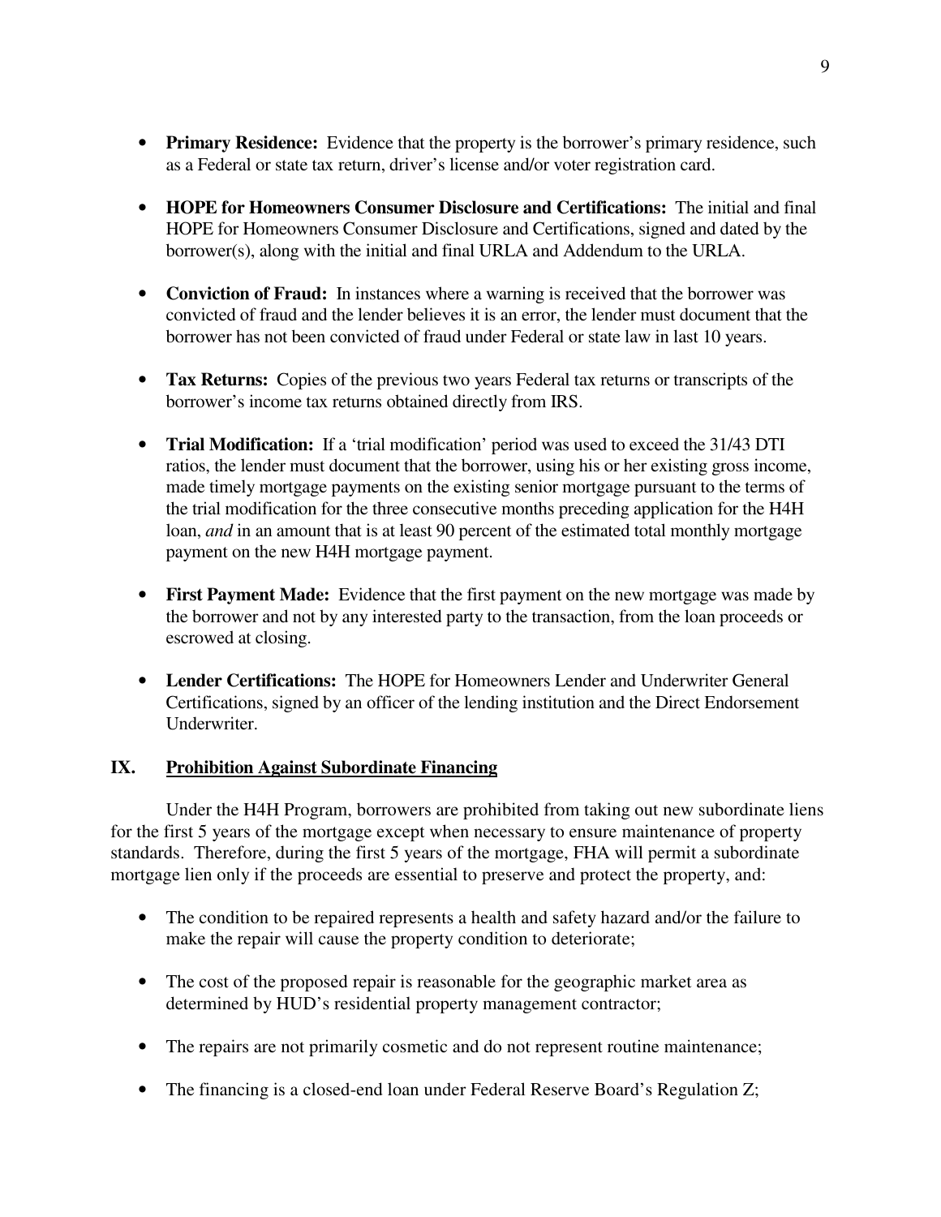- **Primary Residence:** Evidence that the property is the borrower's primary residence, such as a Federal or state tax return, driver's license and/or voter registration card.

- **HOPE for Homeowners Consumer Disclosure and Certifications:** The initial and final HOPE for Homeowners Consumer Disclosure and Certifications, signed and dated by the borrower(s), along with the initial and final URLA and Addendum to the URLA.

- **Conviction of Fraud:** In instances where a warning is received that the borrower was convicted of fraud and the lender believes it is an error, the lender must document that the borrower has not been convicted of fraud under Federal or state law in last 10 years.

- **Tax Returns:** Copies of the previous two years Federal tax returns or transcripts of the borrower's income tax returns obtained directly from IRS.

- **Trial Modification:** If a 'trial modification' period was used to exceed the 31/43 DTI ratios, the lender must document that the borrower, using his or her existing gross income, made timely mortgage payments on the existing senior mortgage pursuant to the terms of the trial modification for the three consecutive months preceding application for the H4H loan, *and* in an amount that is at least 90 percent of the estimated total monthly mortgage payment on the new H4H mortgage payment.

- **First Payment Made:** Evidence that the first payment on the new mortgage was made by the borrower and not by any interested party to the transaction, from the loan proceeds or escrowed at closing.

- **Lender Certifications:** The HOPE for Homeowners Lender and Underwriter General Certifications, signed by an officer of the lending institution and the Direct Endorsement Underwriter.

## IX. <u>Prohibition Against Subordinate Financing</u>

Under the H4H Program, borrowers are prohibited from taking out new subordinate liens for the first 5 years of the mortgage except when necessary to ensure maintenance of property standards. Therefore, during the first 5 years of the mortgage, FHA will permit a subordinate mortgage lien only if the proceeds are essential to preserve and protect the property, and:

- The condition to be repaired represents a health and safety hazard and/or the failure to make the repair will cause the property condition to deteriorate;

- The cost of the proposed repair is reasonable for the geographic market area as determined by HUD's residential property management contractor;

- The repairs are not primarily cosmetic and do not represent routine maintenance;

- The financing is a closed-end loan under Federal Reserve Board's Regulation Z;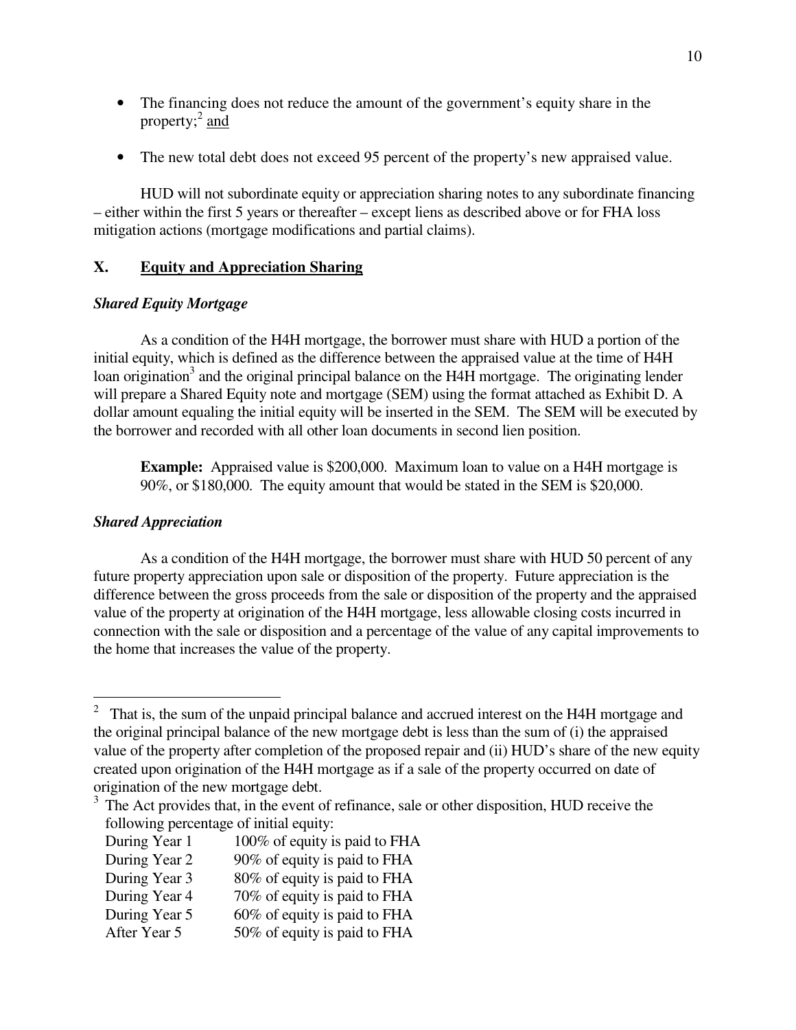- The financing does not reduce the amount of the government's equity share in the property;[2] and
- The new total debt does not exceed 95 percent of the property's new appraised value.

HUD will not subordinate equity or appreciation sharing notes to any subordinate financing – either within the first 5 years or thereafter – except liens as described above or for FHA loss mitigation actions (mortgage modifications and partial claims).

## X. Equity and Appreciation Sharing

### *Shared Equity Mortgage*

As a condition of the H4H mortgage, the borrower must share with HUD a portion of the initial equity, which is defined as the difference between the appraised value at the time of H4H loan origination[3] and the original principal balance on the H4H mortgage. The originating lender will prepare a Shared Equity note and mortgage (SEM) using the format attached as Exhibit D. A dollar amount equaling the initial equity will be inserted in the SEM. The SEM will be executed by the borrower and recorded with all other loan documents in second lien position.

> **Example:** Appraised value is $200,000. Maximum loan to value on a H4H mortgage is 90%, or $180,000. The equity amount that would be stated in the SEM is $20,000.

### *Shared Appreciation*

As a condition of the H4H mortgage, the borrower must share with HUD 50 percent of any future property appreciation upon sale or disposition of the property. Future appreciation is the difference between the gross proceeds from the sale or disposition of the property and the appraised value of the property at origination of the H4H mortgage, less allowable closing costs incurred in connection with the sale or disposition and a percentage of the value of any capital improvements to the home that increases the value of the property.

---

[2] That is, the sum of the unpaid principal balance and accrued interest on the H4H mortgage and the original principal balance of the new mortgage debt is less than the sum of (i) the appraised value of the property after completion of the proposed repair and (ii) HUD's share of the new equity created upon origination of the H4H mortgage as if a sale of the property occurred on date of origination of the new mortgage debt.

[3] The Act provides that, in the event of refinance, sale or other disposition, HUD receive the following percentage of initial equity:

| | |
|---|---|
| During Year 1 | 100% of equity is paid to FHA |
| During Year 2 | 90% of equity is paid to FHA |
| During Year 3 | 80% of equity is paid to FHA |
| During Year 4 | 70% of equity is paid to FHA |
| During Year 5 | 60% of equity is paid to FHA |
| After Year 5 | 50% of equity is paid to FHA |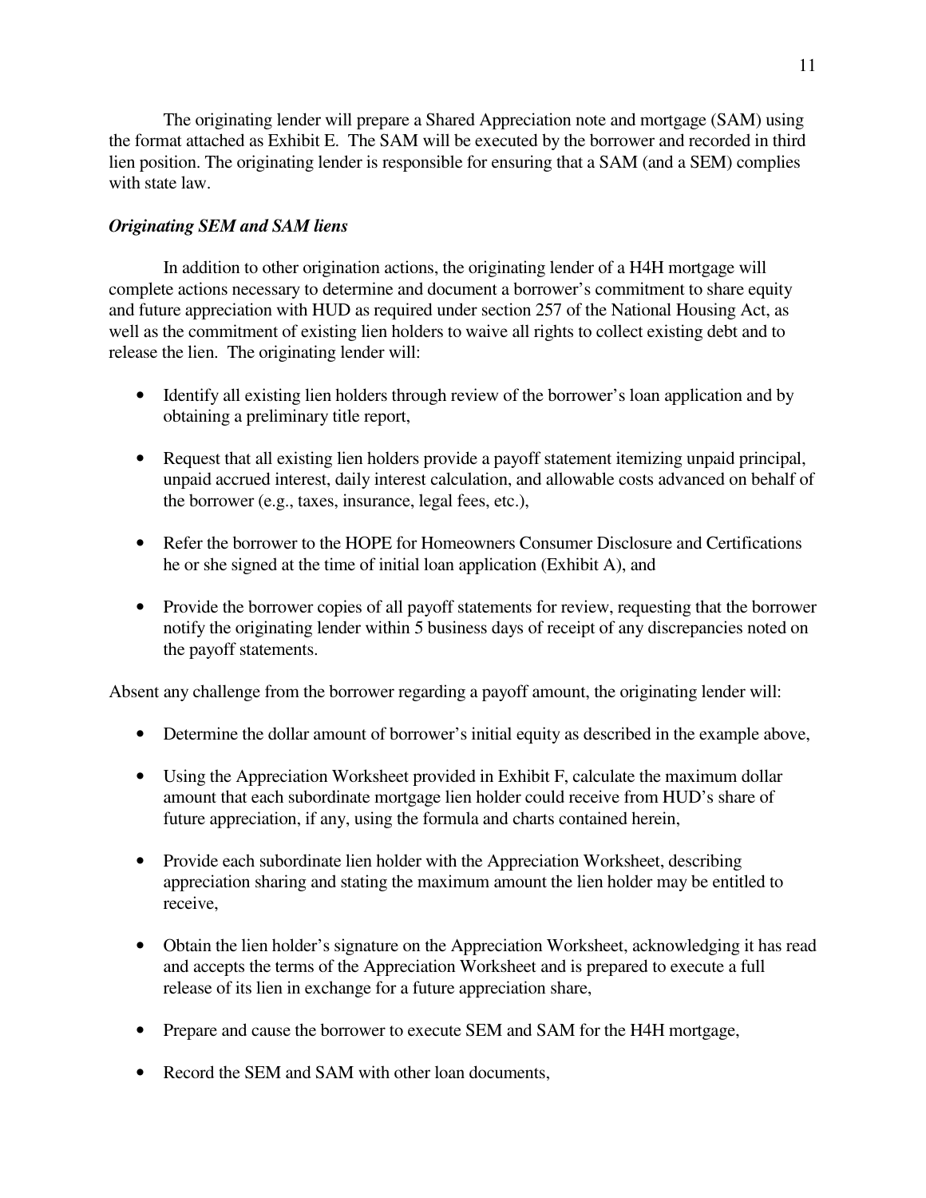The originating lender will prepare a Shared Appreciation note and mortgage (SAM) using the format attached as Exhibit E. The SAM will be executed by the borrower and recorded in third lien position. The originating lender is responsible for ensuring that a SAM (and a SEM) complies with state law.

***Originating SEM and SAM liens***

In addition to other origination actions, the originating lender of a H4H mortgage will complete actions necessary to determine and document a borrower's commitment to share equity and future appreciation with HUD as required under section 257 of the National Housing Act, as well as the commitment of existing lien holders to waive all rights to collect existing debt and to release the lien. The originating lender will:

- Identify all existing lien holders through review of the borrower's loan application and by obtaining a preliminary title report,
- Request that all existing lien holders provide a payoff statement itemizing unpaid principal, unpaid accrued interest, daily interest calculation, and allowable costs advanced on behalf of the borrower (e.g., taxes, insurance, legal fees, etc.),
- Refer the borrower to the HOPE for Homeowners Consumer Disclosure and Certifications he or she signed at the time of initial loan application (Exhibit A), and
- Provide the borrower copies of all payoff statements for review, requesting that the borrower notify the originating lender within 5 business days of receipt of any discrepancies noted on the payoff statements.

Absent any challenge from the borrower regarding a payoff amount, the originating lender will:

- Determine the dollar amount of borrower's initial equity as described in the example above,
- Using the Appreciation Worksheet provided in Exhibit F, calculate the maximum dollar amount that each subordinate mortgage lien holder could receive from HUD's share of future appreciation, if any, using the formula and charts contained herein,
- Provide each subordinate lien holder with the Appreciation Worksheet, describing appreciation sharing and stating the maximum amount the lien holder may be entitled to receive,
- Obtain the lien holder's signature on the Appreciation Worksheet, acknowledging it has read and accepts the terms of the Appreciation Worksheet and is prepared to execute a full release of its lien in exchange for a future appreciation share,
- Prepare and cause the borrower to execute SEM and SAM for the H4H mortgage,
- Record the SEM and SAM with other loan documents,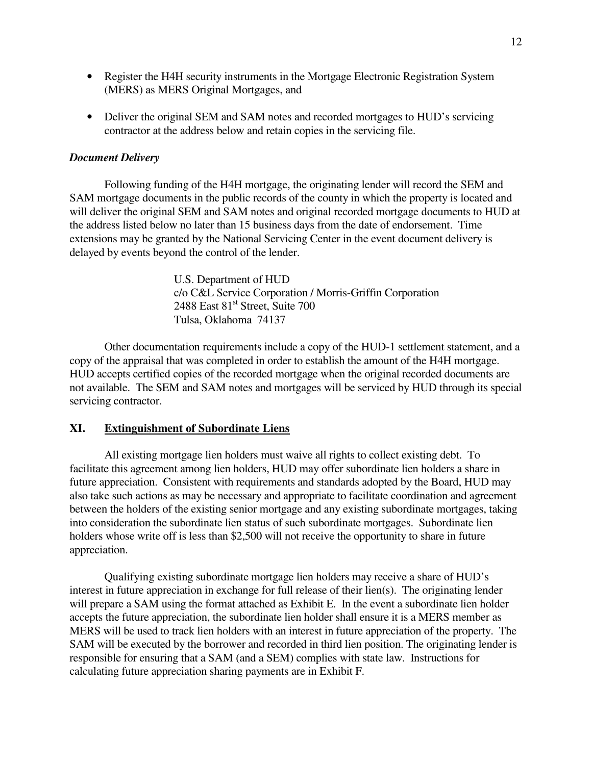- Register the H4H security instruments in the Mortgage Electronic Registration System (MERS) as MERS Original Mortgages, and

- Deliver the original SEM and SAM notes and recorded mortgages to HUD's servicing contractor at the address below and retain copies in the servicing file.

***Document Delivery***

Following funding of the H4H mortgage, the originating lender will record the SEM and SAM mortgage documents in the public records of the county in which the property is located and will deliver the original SEM and SAM notes and original recorded mortgage documents to HUD at the address listed below no later than 15 business days from the date of endorsement. Time extensions may be granted by the National Servicing Center in the event document delivery is delayed by events beyond the control of the lender.

U.S. Department of HUD
c/o C&L Service Corporation / Morris-Griffin Corporation
2488 East 81st Street, Suite 700
Tulsa, Oklahoma 74137

Other documentation requirements include a copy of the HUD-1 settlement statement, and a copy of the appraisal that was completed in order to establish the amount of the H4H mortgage. HUD accepts certified copies of the recorded mortgage when the original recorded documents are not available. The SEM and SAM notes and mortgages will be serviced by HUD through its special servicing contractor.

## XI. Extinguishment of Subordinate Liens

All existing mortgage lien holders must waive all rights to collect existing debt. To facilitate this agreement among lien holders, HUD may offer subordinate lien holders a share in future appreciation. Consistent with requirements and standards adopted by the Board, HUD may also take such actions as may be necessary and appropriate to facilitate coordination and agreement between the holders of the existing senior mortgage and any existing subordinate mortgages, taking into consideration the subordinate lien status of such subordinate mortgages. Subordinate lien holders whose write off is less than $2,500 will not receive the opportunity to share in future appreciation.

Qualifying existing subordinate mortgage lien holders may receive a share of HUD's interest in future appreciation in exchange for full release of their lien(s). The originating lender will prepare a SAM using the format attached as Exhibit E. In the event a subordinate lien holder accepts the future appreciation, the subordinate lien holder shall ensure it is a MERS member as MERS will be used to track lien holders with an interest in future appreciation of the property. The SAM will be executed by the borrower and recorded in third lien position. The originating lender is responsible for ensuring that a SAM (and a SEM) complies with state law. Instructions for calculating future appreciation sharing payments are in Exhibit F.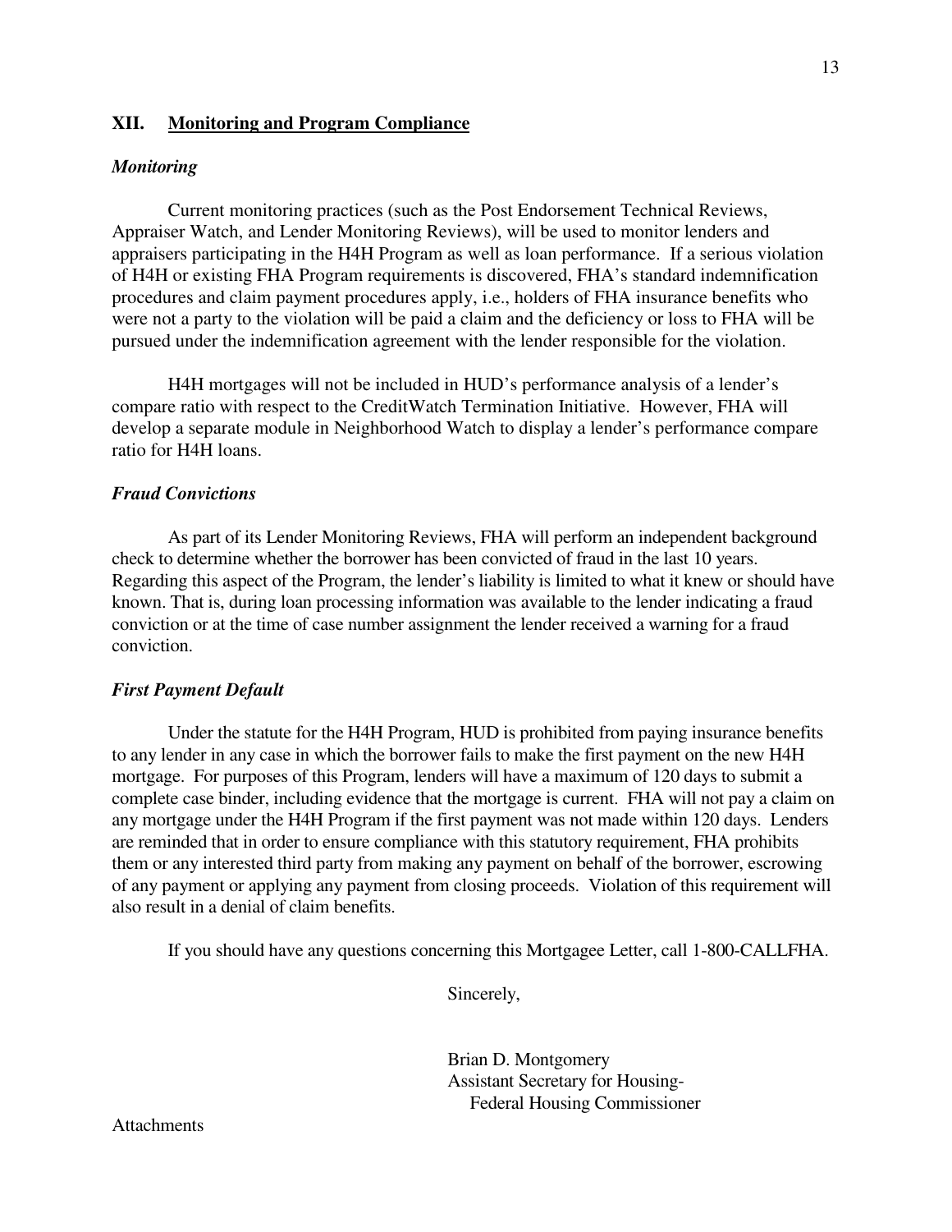## XII. Monitoring and Program Compliance

### *Monitoring*

Current monitoring practices (such as the Post Endorsement Technical Reviews, Appraiser Watch, and Lender Monitoring Reviews), will be used to monitor lenders and appraisers participating in the H4H Program as well as loan performance. If a serious violation of H4H or existing FHA Program requirements is discovered, FHA's standard indemnification procedures and claim payment procedures apply, i.e., holders of FHA insurance benefits who were not a party to the violation will be paid a claim and the deficiency or loss to FHA will be pursued under the indemnification agreement with the lender responsible for the violation.

H4H mortgages will not be included in HUD's performance analysis of a lender's compare ratio with respect to the CreditWatch Termination Initiative. However, FHA will develop a separate module in Neighborhood Watch to display a lender's performance compare ratio for H4H loans.

### *Fraud Convictions*

As part of its Lender Monitoring Reviews, FHA will perform an independent background check to determine whether the borrower has been convicted of fraud in the last 10 years. Regarding this aspect of the Program, the lender's liability is limited to what it knew or should have known. That is, during loan processing information was available to the lender indicating a fraud conviction or at the time of case number assignment the lender received a warning for a fraud conviction.

### *First Payment Default*

Under the statute for the H4H Program, HUD is prohibited from paying insurance benefits to any lender in any case in which the borrower fails to make the first payment on the new H4H mortgage. For purposes of this Program, lenders will have a maximum of 120 days to submit a complete case binder, including evidence that the mortgage is current. FHA will not pay a claim on any mortgage under the H4H Program if the first payment was not made within 120 days. Lenders are reminded that in order to ensure compliance with this statutory requirement, FHA prohibits them or any interested third party from making any payment on behalf of the borrower, escrowing of any payment or applying any payment from closing proceeds. Violation of this requirement will also result in a denial of claim benefits.

If you should have any questions concerning this Mortgagee Letter, call 1-800-CALLFHA.

Sincerely,

Brian D. Montgomery
Assistant Secretary for Housing-
Federal Housing Commissioner

Attachments